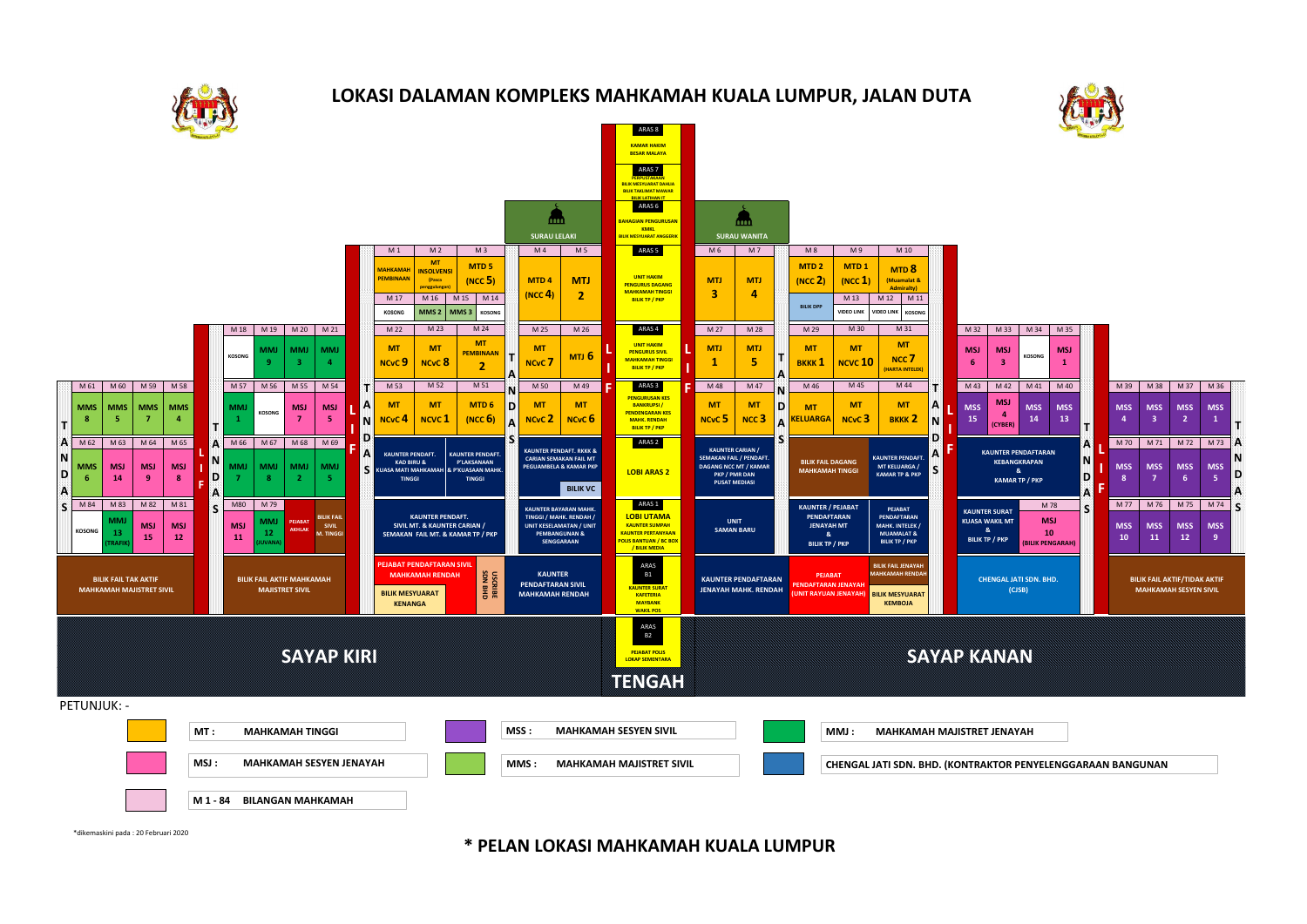# LOKASI DALAMAN KOMPLEKS MAHKAMAH KUALA LUMPUR, JALAN DUTA

## TENGAH (LIF)

- ARAS 8: KAMAR HAKIM BESAR MALAYA
- ARAS 7: PERPUSTAKAAN, BILIK MESYUARAT DAHLIA, BILIK TAKLIMAT MAWAR, BILIK LATIHAN IT
- ARAS 6: BAHAGIAN PENGURUSAN KMKL, BILIK MESYUARAT ANGGERIK
- ARAS 5: UNIT HAKIM PENGURUS DAGANG MAHKAMAH TINGGI, BILIK TP / PKP
- ARAS 4: UNIT HAKIM PENGURUS SIVIL MAHKAMAH TINGGI, BILIK TP / PKP
- ARAS 3: PENGURUSAN KES BANKRUPSI / PENDENGARAN KES MAHK. RENDAH, BILIK TP / PKP
- ARAS 2: LOBI ARAS 2
- ARAS 1: LOBI UTAMA, KAUNTER SUMPAH, KAUNTER PERTANYAAN, POLIS BANTUAN / BC BOX / BILIK MEDIA
- ARAS B1: KAUNTER SURAT, KAFETERIA, MAYBANK, WAKIL POS
- ARAS B2: PEJABAT POLIS LOKAP SEMENTARA

## SAYAP KIRI

| Aras | | | | | | |
|---|---|---|---|---|---|---|
| Aras 5 | M 1: MAHKAMAH PEMBINAAN | M 2: MT INSOLVENSI (Pasca penggulungan) | M 3: MTD 5 (NCC 5) | M 4: MTD 4 (NCC 4) | M 5: MTJ 2 | |
| | M 17: KOSONG | M 16: MMS 2 | M 15: MMS 3 | M 14: KOSONG | | |
| Aras 4 | M 18: KOSONG | M 19: MMJ 9 | M 20: MMJ 3 | M 21: MMJ 4 | | |
| | M 22: MT NCvC 9 | M 23: MT NCvC 8 | M 24: MT PEMBINAAN 2 | M 25: MT NCvC 7 | M 26: MTJ 6 | |
| Aras 3 | M 61: MMS 8 | M 60: MMS 5 | M 59: MMS 7 | M 58: MMS 4 | | |
| | M 57: MMJ 1 | M 56: KOSONG | M 55: MSJ 7 | M 54: MSJ 5 | | |
| | M 53: MT NCvC 4 | M 52: MT NCvC 1 | M 51: MTD 6 (NCC 6) | M 50: MT NCvC 2 | M 49: MT NCvC 6 | |
| Aras 2 | M 62: MMS 6 | M 63: MSJ 14 | M 64: MSJ 9 | M 65: MSJ 8 | | |
| | M 66: MMJ 7 | M 67: MMJ 8 | M 68: MMJ 2 | M 69: MMJ 5 | | |
| | KAUNTER PENDAFT. KAD BIRU & KUASA MATI MAHKAMAH TINGGI | KAUNTER PENDAFT. P'LAKSANAAN & P'KUASAAN MAHK. TINGGI | KAUNTER PENDAFT. RKKK & CARIAN SEMAKAN FAIL MT PEGUAMBELA & KAMAR PKP | BILIK VC | | |
| Aras 1 | M 84: KOSONG | M 83: MMJ 13 (TRAFIK) | M 82: MSJ 15 | M 81: MSJ 12 | | |
| | M80: MSJ 11 | M 79: MMJ 12 (JUVANA) | PEJABAT AKHLAK | BILIK FAIL SIVIL M. TINGGI | | |
| | KAUNTER PENDAFT. SIVIL MT. & KAUNTER CARIAN / SEMAKAN FAIL MT. & KAMAR TP / PKP | KAUNTER BAYARAN MAHK. TINGGI / MAHK. RENDAH / UNIT KESELAMATAN / UNIT PEMBANGUNAN & SENGGARAAN | | | | |
| Aras B1 | BILIK FAIL TAK AKTIF MAHKAMAH MAJISTRET SIVIL | BILIK FAIL AKTIF MAHKAMAH MAJISTRET SIVIL | PEJABAT PENDAFTARAN SIVIL MAHKAMAH RENDAH | BILIK MESYUARAT KENANGA | USCIBRE SDN BHD | KAUNTER PENDAFTARAN SIVIL MAHKAMAH RENDAH |

SURAU LELAKI

## SAYAP KANAN

| Aras | | | | | | |
|---|---|---|---|---|---|---|
| Aras 5 | M 6: MTJ 3 | M 7: MTJ 4 | M 8: MTD 2 (NCC 2) | M 9: MTD 1 (NCC 1) | M 10: MTD 8 (Muamalat & Admiralty) | |
| | BILIK DPP | M 13: VIDEO LINK | M 12: VIDEO LINK | M 11: KOSONG | | |
| Aras 4 | M 27: MTJ 1 | M 28: MTJ 5 | M 29: MT BKKK 1 | M 30: MT NCVC 10 | M 31: MT NCC 7 (HARTA INTELEK) | |
| | M 32: MSJ 6 | M 33: MSJ 3 | M 34: KOSONG | M 35: MSJ 1 | | |
| Aras 3 | M 48: MT NCvC 5 | M 47: MT NCC 3 | M 46: MT KELUARGA | M 45: MT NCvC 3 | M 44: MT BKKK 2 | |
| | M 43: MSS 15 | M 42: MSJ 4 (CYBER) | M 41: MSS 14 | M 40: MSS 13 | | |
| | M 39: MSS 4 | M 38: MSS 3 | M 37: MSS 2 | M 36: MSS 1 | | |
| Aras 2 | KAUNTER CARIAN / SEMAKAN FAIL / PENDAFT. DAGANG NCC MT / KAMAR PKP / PMR DAN PUSAT MEDIASI | BILIK FAIL DAGANG MAHKAMAH TINGGI | KAUNTER PENDAFT. MT KELUARGA / KAMAR TP & PKP | KAUNTER PENDAFTARAN KEBANGKRAPAN & KAMAR TP / PKP | | |
| | M 70: MSS 8 | M 71: MSS 7 | M 72: MSS 6 | M 73: MSS 5 | | |
| Aras 1 | UNIT SAMAN BARU | KAUNTER / PEJABAT PENDAFTARAN JENAYAH MT & BILIK TP / PKP | PEJABAT PENDAFTARAN MAHK. INTELEK / MUAMALAT & BILIK TP / PKP | KAUNTER SURAT KUASA WAKIL MT & BILIK TP / PKP | M 78: MSJ 10 (BILIK PENGARAH) | |
| | M 77: MSS 10 | M 76: MSS 11 | M 75: MSS 12 | M 74: MSS 9 | | |
| Aras B1 | KAUNTER PENDAFTARAN JENAYAH MAHK. RENDAH | PEJABAT PENDAFTARAN JENAYAH (UNIT RAYUAN JENAYAH) | BILIK FAIL JENAYAH MAHKAMAH RENDAH | BILIK MESYUARAT KEMBOJA | CHENGAL JATI SDN. BHD. (CJSB) | BILIK FAIL AKTIF/TIDAK AKTIF MAHKAMAH SESYEN SIVIL |

SURAU WANITA

PETUNJUK: -

| Kod | Keterangan |
|---|---|
| MT : | MAHKAMAH TINGGI |
| MSJ : | MAHKAMAH SESYEN JENAYAH |
| M 1 - 84 | BILANGAN MAHKAMAH |
| MSS : | MAHKAMAH SESYEN SIVIL |
| MMS : | MAHKAMAH MAJISTRET SIVIL |
| MMJ : | MAHKAMAH MAJISTRET JENAYAH |
| | CHENGAL JATI SDN. BHD. (KONTRAKTOR PENYELENGGARAAN BANGUNAN |

*dikemaskini pada : 20 Februari 2020

**\* PELAN LOKASI MAHKAMAH KUALA LUMPUR**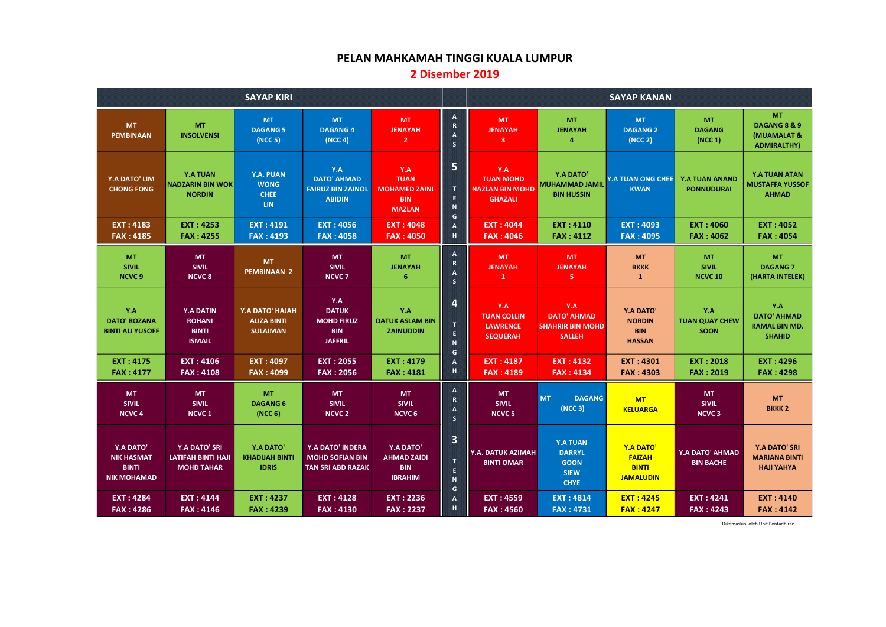# PELAN MAHKAMAH TINGGI KUALA LUMPUR

## 2 Disember 2019

| SAYAP KIRI | | | | | | SAYAP KANAN | | | | |
|---|---|---|---|---|---|---|---|---|---|---|
| MT PEMBINAAN | MT INSOLVENSI | MT DAGANG 5 (NCC 5) | MT DAGANG 4 (NCC 4) | MT JENAYAH 2 | ARAS 5 TENGAH | MT JENAYAH 3 | MT JENAYAH 4 | MT DAGANG 2 (NCC 2) | MT DAGANG (NCC 1) | MT DAGANG 8 & 9 (MUAMALAT & ADMIRALTHY) |
| Y.A DATO' LIM CHONG FONG | Y.A TUAN NADZARIN BIN WOK NORDIN | Y.A. PUAN WONG CHEE LIN | Y.A DATO' AHMAD FAIRUZ BIN ZAINOL ABIDIN | Y.A TUAN MOHAMED ZAINI BIN MAZLAN | | Y.A TUAN MOHD NAZLAN BIN MOHD GHAZALI | Y.A DATO' MUHAMMAD JAMIL BIN HUSSIN | Y.A TUAN ONG CHEE KWAN | Y.A TUAN ANAND PONNUDURAI | Y.A TUAN ATAN MUSTAFFA YUSSOF AHMAD |
| EXT : 4183 FAX : 4185 | EXT : 4253 FAX : 4255 | EXT : 4191 FAX : 4193 | EXT : 4056 FAX : 4058 | EXT : 4048 FAX : 4050 | | EXT : 4044 FAX : 4046 | EXT : 4110 FAX : 4112 | EXT : 4093 FAX : 4095 | EXT : 4060 FAX : 4062 | EXT : 4052 FAX : 4054 |
| MT SIVIL NCVC 9 | MT SIVIL NCVC 8 | MT PEMBINAAN 2 | MT SIVIL NCVC 7 | MT JENAYAH 6 | ARAS 4 TENGAH | MT JENAYAH 1 | MT JENAYAH 5 | MT BKKK 1 | MT SIVIL NCVC 10 | MT DAGANG 7 (HARTA INTELEK) |
| Y.A DATO' ROZANA BINTI ALI YUSOFF | Y.A DATIN ROHANI BINTI ISMAIL | Y.A DATO' HAJAH ALIZA BINTI SULAIMAN | Y.A DATUK MOHD FIRUZ BIN JAFFRIL | Y.A DATUK ASLAM BIN ZAINUDDIN | | Y.A TUAN COLLIN LAWRENCE SEQUERAH | Y.A DATO' AHMAD SHAHRIR BIN MOHD SALLEH | Y.A DATO' NORDIN BIN HASSAN | Y.A TUAN QUAY CHEW SOON | Y.A DATO' AHMAD KAMAL BIN MD. SHAHID |
| EXT : 4175 FAX : 4177 | EXT : 4106 FAX : 4108 | EXT : 4097 FAX : 4099 | EXT : 2055 FAX : 2056 | EXT : 4179 FAX : 4181 | | EXT : 4187 FAX : 4189 | EXT : 4132 FAX : 4134 | EXT : 4301 FAX : 4303 | EXT : 2018 FAX : 2019 | EXT : 4296 FAX : 4298 |
| MT SIVIL NCVC 4 | MT SIVIL NCVC 1 | MT DAGANG 6 (NCC 6) | MT SIVIL NCVC 2 | MT SIVIL NCVC 6 | ARAS 3 TENGAH | MT SIVIL NCVC 5 | MT DAGANG (NCC 3) | MT KELUARGA | MT SIVIL NCVC 3 | MT BKKK 2 |
| Y.A DATO' NIK HASMAT BINTI NIK MOHAMAD | Y.A DATO' SRI LATIFAH BINTI HAJI MOHD TAHAR | Y.A DATO' KHADIJAH BINTI IDRIS | Y.A DATO' INDERA MOHD SOFIAN BIN TAN SRI ABD RAZAK | Y.A DATO' AHMAD ZAIDI BIN IBRAHIM | | Y.A. DATUK AZIMAH BINTI OMAR | Y.A TUAN DARRYL GOON SIEW CHYE | Y.A DATO' FAIZAH BINTI JAMALUDIN | Y.A DATO' AHMAD BIN BACHE | Y.A DATO' SRI MARIANA BINTI HAJI YAHYA |
| EXT : 4284 FAX : 4286 | EXT : 4144 FAX : 4146 | EXT : 4237 FAX : 4239 | EXT : 4128 FAX : 4130 | EXT : 2236 FAX : 2237 | | EXT : 4559 FAX : 4560 | EXT : 4814 FAX : 4731 | EXT : 4245 FAX : 4247 | EXT : 4241 FAX : 4243 | EXT : 4140 FAX : 4142 |

Dikemaskini oleh Unit Pentadbiran